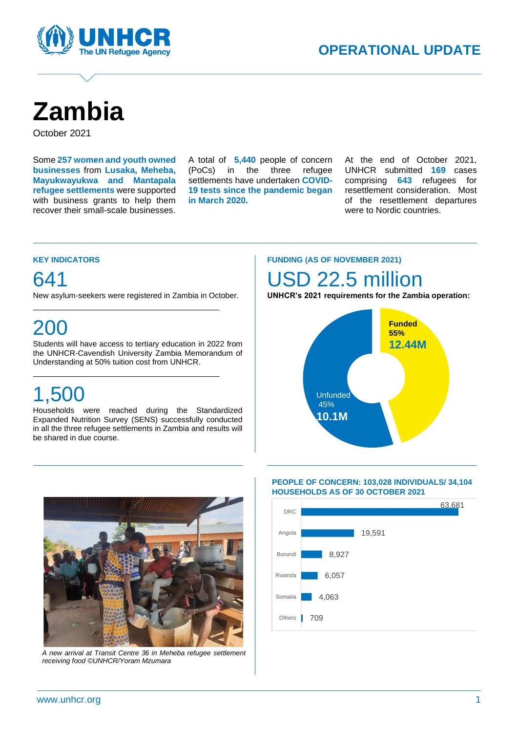# Zambia

October 2021

Some **257 women and youth owned businesses** from **Lusaka, Meheba, Mayukwayukwa and Mantapala refugee settlements** were supported with business grants to help them recover their small-scale businesses.

A total of **5,440** people of concern (PoCs) in the three refugee settlements have undertaken **COVID-19 tests since the pandemic began in March 2020.**

At the end of October 2021, UNHCR submitted **169** cases comprising **643** refugees for resettlement consideration. Most of the resettlement departures were to Nordic countries.

## KEY INDICATORS

**641**

New asylum-seekers were registered in Zambia in October.

**200**

Students will have access to tertiary education in 2022 from the UNHCR-Cavendish University Zambia Memorandum of Understanding at 50% tuition cost from UNHCR.

**1,500**

Households were reached during the Standardized Expanded Nutrition Survey (SENS) successfully conducted in all the three refugee settlements in Zambia and results will be shared in due course.

## FUNDING (AS OF NOVEMBER 2021)

**USD 22.5 million**

**UNHCR's 2021 requirements for the Zambia operation:**

| | % | Amount |
|---|---|---|
| Funded | 55% | 12.44M |
| Unfunded | 45% | 10.1M |

*A new arrival at Transit Centre 36 in Meheba refugee settlement receiving food ©UNHCR/Yoram Mzumara*

## PEOPLE OF CONCERN: 103,028 INDIVIDUALS/ 34,104 HOUSEHOLDS AS OF 30 OCTOBER 2021

| Country | Individuals |
|---|---|
| DRC | 63,681 |
| Angola | 19,591 |
| Burundi | 8,927 |
| Rwanda | 6,057 |
| Somalia | 4,063 |
| Others | 709 |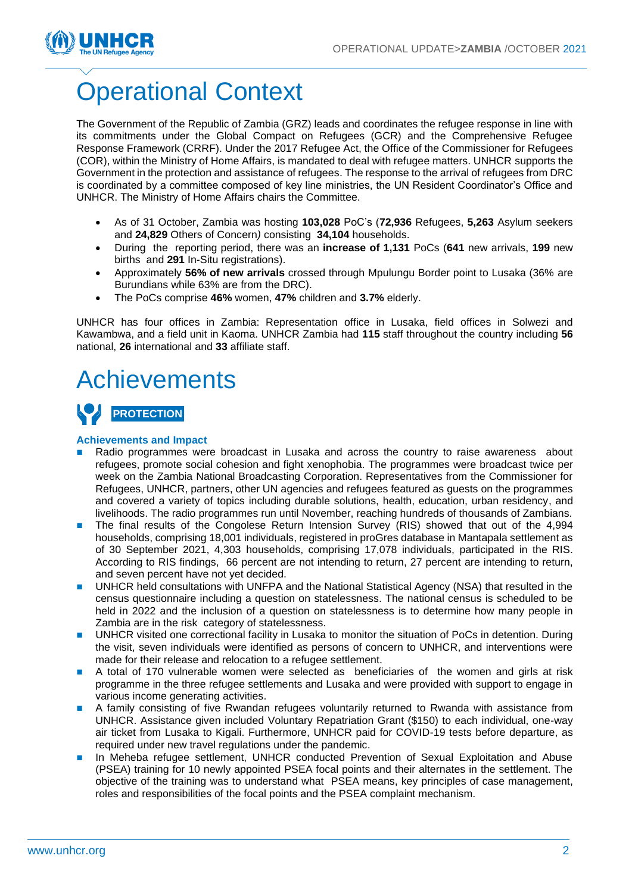# Operational Context

The Government of the Republic of Zambia (GRZ) leads and coordinates the refugee response in line with its commitments under the Global Compact on Refugees (GCR) and the Comprehensive Refugee Response Framework (CRRF). Under the 2017 Refugee Act, the Office of the Commissioner for Refugees (COR), within the Ministry of Home Affairs, is mandated to deal with refugee matters. UNHCR supports the Government in the protection and assistance of refugees. The response to the arrival of refugees from DRC is coordinated by a committee composed of key line ministries, the UN Resident Coordinator's Office and UNHCR. The Ministry of Home Affairs chairs the Committee.

- As of 31 October, Zambia was hosting **103,028** PoC's (**72,936** Refugees, **5,263** Asylum seekers and **24,829** Others of Concern*)* consisting **34,104** households.
- During the reporting period, there was an **increase of 1,131** PoCs (**641** new arrivals, **199** new births and **291** In-Situ registrations).
- Approximately **56% of new arrivals** crossed through Mpulungu Border point to Lusaka (36% are Burundians while 63% are from the DRC).
- The PoCs comprise **46%** women, **47%** children and **3.7%** elderly.

UNHCR has four offices in Zambia: Representation office in Lusaka, field offices in Solwezi and Kawambwa, and a field unit in Kaoma. UNHCR Zambia had **115** staff throughout the country including **56** national, **26** international and **33** affiliate staff.

# Achievements

## PROTECTION

### Achievements and Impact

- Radio programmes were broadcast in Lusaka and across the country to raise awareness about refugees, promote social cohesion and fight xenophobia. The programmes were broadcast twice per week on the Zambia National Broadcasting Corporation. Representatives from the Commissioner for Refugees, UNHCR, partners, other UN agencies and refugees featured as guests on the programmes and covered a variety of topics including durable solutions, health, education, urban residency, and livelihoods. The radio programmes run until November, reaching hundreds of thousands of Zambians.
- The final results of the Congolese Return Intension Survey (RIS) showed that out of the 4,994 households, comprising 18,001 individuals, registered in proGres database in Mantapala settlement as of 30 September 2021, 4,303 households, comprising 17,078 individuals, participated in the RIS. According to RIS findings, 66 percent are not intending to return, 27 percent are intending to return, and seven percent have not yet decided.
- UNHCR held consultations with UNFPA and the National Statistical Agency (NSA) that resulted in the census questionnaire including a question on statelessness. The national census is scheduled to be held in 2022 and the inclusion of a question on statelessness is to determine how many people in Zambia are in the risk category of statelessness.
- UNHCR visited one correctional facility in Lusaka to monitor the situation of PoCs in detention. During the visit, seven individuals were identified as persons of concern to UNHCR, and interventions were made for their release and relocation to a refugee settlement.
- A total of 170 vulnerable women were selected as beneficiaries of the women and girls at risk programme in the three refugee settlements and Lusaka and were provided with support to engage in various income generating activities.
- A family consisting of five Rwandan refugees voluntarily returned to Rwanda with assistance from UNHCR. Assistance given included Voluntary Repatriation Grant ($150) to each individual, one-way air ticket from Lusaka to Kigali. Furthermore, UNHCR paid for COVID-19 tests before departure, as required under new travel regulations under the pandemic.
- In Meheba refugee settlement, UNHCR conducted Prevention of Sexual Exploitation and Abuse (PSEA) training for 10 newly appointed PSEA focal points and their alternates in the settlement. The objective of the training was to understand what PSEA means, key principles of case management, roles and responsibilities of the focal points and the PSEA complaint mechanism.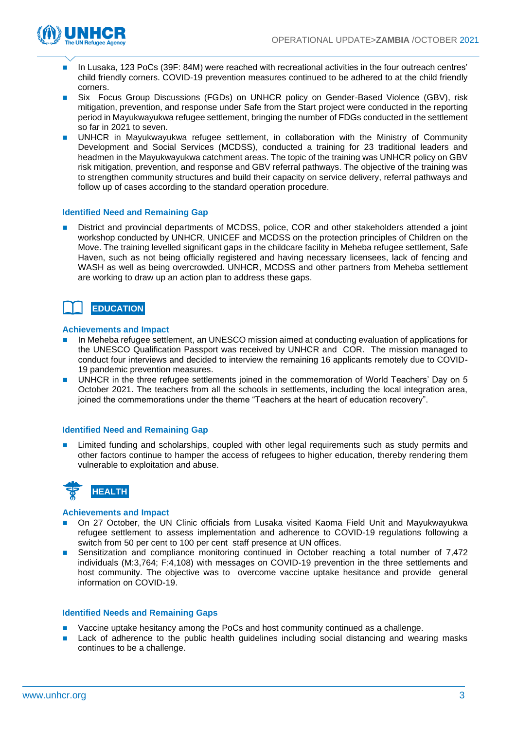- In Lusaka, 123 PoCs (39F: 84M) were reached with recreational activities in the four outreach centres' child friendly corners. COVID-19 prevention measures continued to be adhered to at the child friendly corners.
- Six Focus Group Discussions (FGDs) on UNHCR policy on Gender-Based Violence (GBV), risk mitigation, prevention, and response under Safe from the Start project were conducted in the reporting period in Mayukwayukwa refugee settlement, bringing the number of FDGs conducted in the settlement so far in 2021 to seven.
- UNHCR in Mayukwayukwa refugee settlement, in collaboration with the Ministry of Community Development and Social Services (MCDSS), conducted a training for 23 traditional leaders and headmen in the Mayukwayukwa catchment areas. The topic of the training was UNHCR policy on GBV risk mitigation, prevention, and response and GBV referral pathways. The objective of the training was to strengthen community structures and build their capacity on service delivery, referral pathways and follow up of cases according to the standard operation procedure.

**Identified Need and Remaining Gap**

- District and provincial departments of MCDSS, police, COR and other stakeholders attended a joint workshop conducted by UNHCR, UNICEF and MCDSS on the protection principles of Children on the Move. The training levelled significant gaps in the childcare facility in Meheba refugee settlement, Safe Haven, such as not being officially registered and having necessary licensees, lack of fencing and WASH as well as being overcrowded. UNHCR, MCDSS and other partners from Meheba settlement are working to draw up an action plan to address these gaps.

## EDUCATION

**Achievements and Impact**

- In Meheba refugee settlement, an UNESCO mission aimed at conducting evaluation of applications for the UNESCO Qualification Passport was received by UNHCR and COR. The mission managed to conduct four interviews and decided to interview the remaining 16 applicants remotely due to COVID-19 pandemic prevention measures.
- UNHCR in the three refugee settlements joined in the commemoration of World Teachers' Day on 5 October 2021. The teachers from all the schools in settlements, including the local integration area, joined the commemorations under the theme "Teachers at the heart of education recovery".

**Identified Need and Remaining Gap**

- Limited funding and scholarships, coupled with other legal requirements such as study permits and other factors continue to hamper the access of refugees to higher education, thereby rendering them vulnerable to exploitation and abuse.

## HEALTH

**Achievements and Impact**

- On 27 October, the UN Clinic officials from Lusaka visited Kaoma Field Unit and Mayukwayukwa refugee settlement to assess implementation and adherence to COVID-19 regulations following a switch from 50 per cent to 100 per cent staff presence at UN offices.
- Sensitization and compliance monitoring continued in October reaching a total number of 7,472 individuals (M:3,764; F:4,108) with messages on COVID-19 prevention in the three settlements and host community. The objective was to overcome vaccine uptake hesitance and provide general information on COVID-19.

**Identified Needs and Remaining Gaps**

- Vaccine uptake hesitancy among the PoCs and host community continued as a challenge.
- Lack of adherence to the public health guidelines including social distancing and wearing masks continues to be a challenge.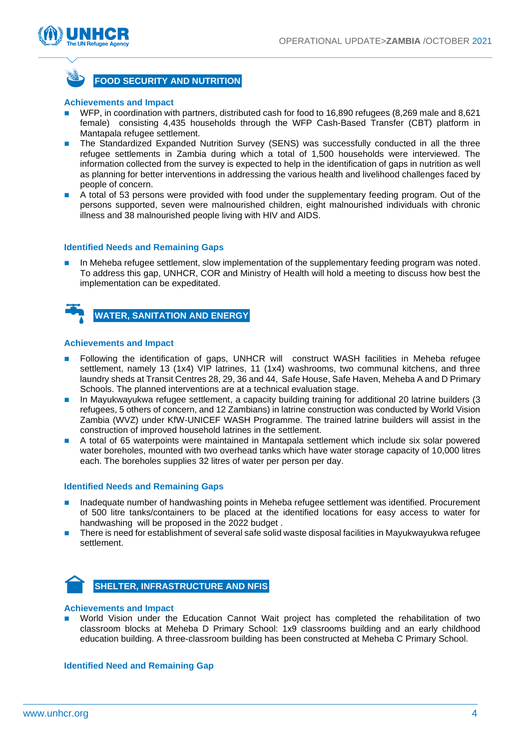## FOOD SECURITY AND NUTRITION

### Achievements and Impact

- WFP, in coordination with partners, distributed cash for food to 16,890 refugees (8,269 male and 8,621 female) consisting 4,435 households through the WFP Cash-Based Transfer (CBT) platform in Mantapala refugee settlement.
- The Standardized Expanded Nutrition Survey (SENS) was successfully conducted in all the three refugee settlements in Zambia during which a total of 1,500 households were interviewed. The information collected from the survey is expected to help in the identification of gaps in nutrition as well as planning for better interventions in addressing the various health and livelihood challenges faced by people of concern.
- A total of 53 persons were provided with food under the supplementary feeding program. Out of the persons supported, seven were malnourished children, eight malnourished individuals with chronic illness and 38 malnourished people living with HIV and AIDS.

### Identified Needs and Remaining Gaps

- In Meheba refugee settlement, slow implementation of the supplementary feeding program was noted. To address this gap, UNHCR, COR and Ministry of Health will hold a meeting to discuss how best the implementation can be expeditated.

## WATER, SANITATION AND ENERGY

### Achievements and Impact

- Following the identification of gaps, UNHCR will construct WASH facilities in Meheba refugee settlement, namely 13 (1x4) VIP latrines, 11 (1x4) washrooms, two communal kitchens, and three laundry sheds at Transit Centres 28, 29, 36 and 44, Safe House, Safe Haven, Meheba A and D Primary Schools. The planned interventions are at a technical evaluation stage.
- In Mayukwayukwa refugee settlement, a capacity building training for additional 20 latrine builders (3 refugees, 5 others of concern, and 12 Zambians) in latrine construction was conducted by World Vision Zambia (WVZ) under KfW-UNICEF WASH Programme. The trained latrine builders will assist in the construction of improved household latrines in the settlement.
- A total of 65 waterpoints were maintained in Mantapala settlement which include six solar powered water boreholes, mounted with two overhead tanks which have water storage capacity of 10,000 litres each. The boreholes supplies 32 litres of water per person per day.

### Identified Needs and Remaining Gaps

- Inadequate number of handwashing points in Meheba refugee settlement was identified. Procurement of 500 litre tanks/containers to be placed at the identified locations for easy access to water for handwashing will be proposed in the 2022 budget .
- There is need for establishment of several safe solid waste disposal facilities in Mayukwayukwa refugee settlement.

## SHELTER, INFRASTRUCTURE AND NFIS

### Achievements and Impact

- World Vision under the Education Cannot Wait project has completed the rehabilitation of two classroom blocks at Meheba D Primary School: 1x9 classrooms building and an early childhood education building. A three-classroom building has been constructed at Meheba C Primary School.

### Identified Need and Remaining Gap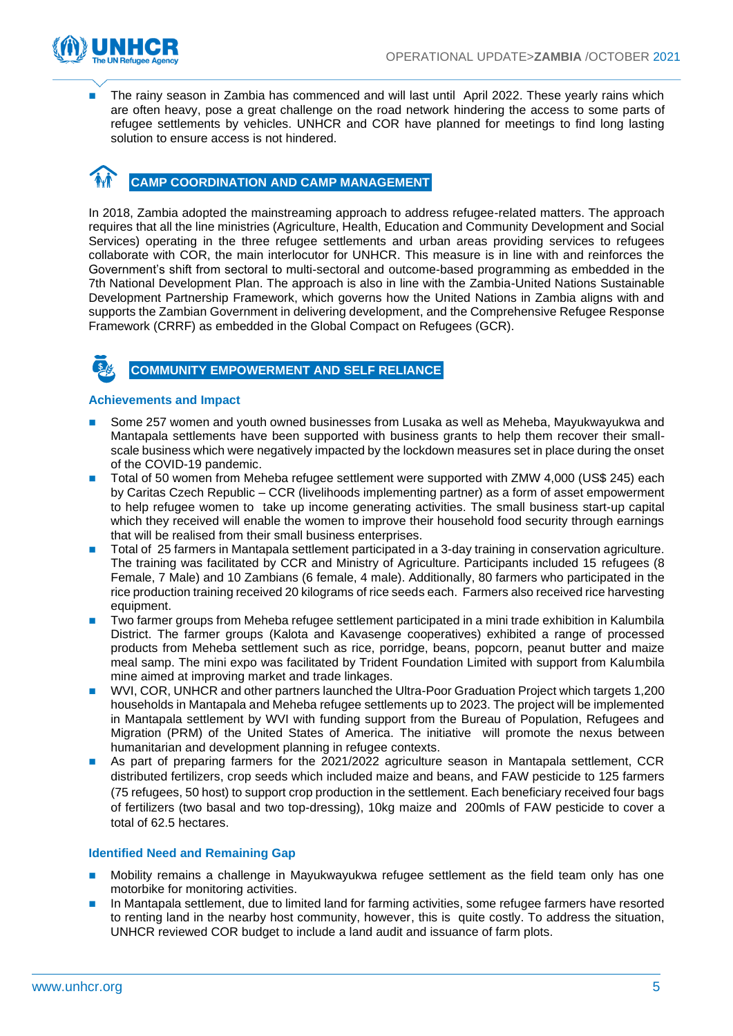- The rainy season in Zambia has commenced and will last until April 2022. These yearly rains which are often heavy, pose a great challenge on the road network hindering the access to some parts of refugee settlements by vehicles. UNHCR and COR have planned for meetings to find long lasting solution to ensure access is not hindered.

## CAMP COORDINATION AND CAMP MANAGEMENT

In 2018, Zambia adopted the mainstreaming approach to address refugee-related matters. The approach requires that all the line ministries (Agriculture, Health, Education and Community Development and Social Services) operating in the three refugee settlements and urban areas providing services to refugees collaborate with COR, the main interlocutor for UNHCR. This measure is in line with and reinforces the Government's shift from sectoral to multi-sectoral and outcome-based programming as embedded in the 7th National Development Plan. The approach is also in line with the Zambia-United Nations Sustainable Development Partnership Framework, which governs how the United Nations in Zambia aligns with and supports the Zambian Government in delivering development, and the Comprehensive Refugee Response Framework (CRRF) as embedded in the Global Compact on Refugees (GCR).

## COMMUNITY EMPOWERMENT AND SELF RELIANCE

### Achievements and Impact

- Some 257 women and youth owned businesses from Lusaka as well as Meheba, Mayukwayukwa and Mantapala settlements have been supported with business grants to help them recover their small-scale business which were negatively impacted by the lockdown measures set in place during the onset of the COVID-19 pandemic.
- Total of 50 women from Meheba refugee settlement were supported with ZMW 4,000 (US$ 245) each by Caritas Czech Republic – CCR (livelihoods implementing partner) as a form of asset empowerment to help refugee women to take up income generating activities. The small business start-up capital which they received will enable the women to improve their household food security through earnings that will be realised from their small business enterprises.
- Total of 25 farmers in Mantapala settlement participated in a 3-day training in conservation agriculture. The training was facilitated by CCR and Ministry of Agriculture. Participants included 15 refugees (8 Female, 7 Male) and 10 Zambians (6 female, 4 male). Additionally, 80 farmers who participated in the rice production training received 20 kilograms of rice seeds each. Farmers also received rice harvesting equipment.
- Two farmer groups from Meheba refugee settlement participated in a mini trade exhibition in Kalumbila District. The farmer groups (Kalota and Kavasenge cooperatives) exhibited a range of processed products from Meheba settlement such as rice, porridge, beans, popcorn, peanut butter and maize meal samp. The mini expo was facilitated by Trident Foundation Limited with support from Kalumbila mine aimed at improving market and trade linkages.
- WVI, COR, UNHCR and other partners launched the Ultra-Poor Graduation Project which targets 1,200 households in Mantapala and Meheba refugee settlements up to 2023. The project will be implemented in Mantapala settlement by WVI with funding support from the Bureau of Population, Refugees and Migration (PRM) of the United States of America. The initiative will promote the nexus between humanitarian and development planning in refugee contexts.
- As part of preparing farmers for the 2021/2022 agriculture season in Mantapala settlement, CCR distributed fertilizers, crop seeds which included maize and beans, and FAW pesticide to 125 farmers (75 refugees, 50 host) to support crop production in the settlement. Each beneficiary received four bags of fertilizers (two basal and two top-dressing), 10kg maize and 200mls of FAW pesticide to cover a total of 62.5 hectares.

### Identified Need and Remaining Gap

- Mobility remains a challenge in Mayukwayukwa refugee settlement as the field team only has one motorbike for monitoring activities.
- In Mantapala settlement, due to limited land for farming activities, some refugee farmers have resorted to renting land in the nearby host community, however, this is quite costly. To address the situation, UNHCR reviewed COR budget to include a land audit and issuance of farm plots.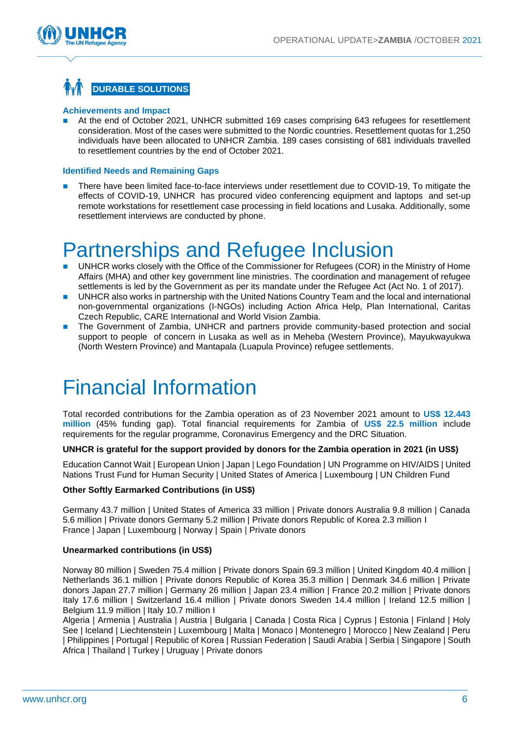## DURABLE SOLUTIONS

### Achievements and Impact

- At the end of October 2021, UNHCR submitted 169 cases comprising 643 refugees for resettlement consideration. Most of the cases were submitted to the Nordic countries. Resettlement quotas for 1,250 individuals have been allocated to UNHCR Zambia. 189 cases consisting of 681 individuals travelled to resettlement countries by the end of October 2021.

### Identified Needs and Remaining Gaps

- There have been limited face-to-face interviews under resettlement due to COVID-19, To mitigate the effects of COVID-19, UNHCR has procured video conferencing equipment and laptops and set-up remote workstations for resettlement case processing in field locations and Lusaka. Additionally, some resettlement interviews are conducted by phone.

# Partnerships and Refugee Inclusion

- UNHCR works closely with the Office of the Commissioner for Refugees (COR) in the Ministry of Home Affairs (MHA) and other key government line ministries. The coordination and management of refugee settlements is led by the Government as per its mandate under the Refugee Act (Act No. 1 of 2017).
- UNHCR also works in partnership with the United Nations Country Team and the local and international non-governmental organizations (I-NGOs) including Action Africa Help, Plan International, Caritas Czech Republic, CARE International and World Vision Zambia.
- The Government of Zambia, UNHCR and partners provide community-based protection and social support to people of concern in Lusaka as well as in Meheba (Western Province), Mayukwayukwa (North Western Province) and Mantapala (Luapula Province) refugee settlements.

# Financial Information

Total recorded contributions for the Zambia operation as of 23 November 2021 amount to **US$ 12.443 million** (45% funding gap). Total financial requirements for Zambia of **US$ 22.5 million** include requirements for the regular programme, Coronavirus Emergency and the DRC Situation.

**UNHCR is grateful for the support provided by donors for the Zambia operation in 2021 (in US$)**

Education Cannot Wait | European Union | Japan | Lego Foundation | UN Programme on HIV/AIDS | United Nations Trust Fund for Human Security | United States of America | Luxembourg | UN Children Fund

**Other Softly Earmarked Contributions (in US$)**

Germany 43.7 million | United States of America 33 million | Private donors Australia 9.8 million | Canada 5.6 million | Private donors Germany 5.2 million | Private donors Republic of Korea 2.3 million I France | Japan | Luxembourg | Norway | Spain | Private donors

**Unearmarked contributions (in US$)**

Norway 80 million | Sweden 75.4 million | Private donors Spain 69.3 million | United Kingdom 40.4 million | Netherlands 36.1 million | Private donors Republic of Korea 35.3 million | Denmark 34.6 million | Private donors Japan 27.7 million | Germany 26 million | Japan 23.4 million | France 20.2 million | Private donors Italy 17.6 million | Switzerland 16.4 million | Private donors Sweden 14.4 million | Ireland 12.5 million | Belgium 11.9 million | Italy 10.7 million I

Algeria | Armenia | Australia | Austria | Bulgaria | Canada | Costa Rica | Cyprus | Estonia | Finland | Holy See | Iceland | Liechtenstein | Luxembourg | Malta | Monaco | Montenegro | Morocco | New Zealand | Peru | Philippines | Portugal | Republic of Korea | Russian Federation | Saudi Arabia | Serbia | Singapore | South Africa | Thailand | Turkey | Uruguay | Private donors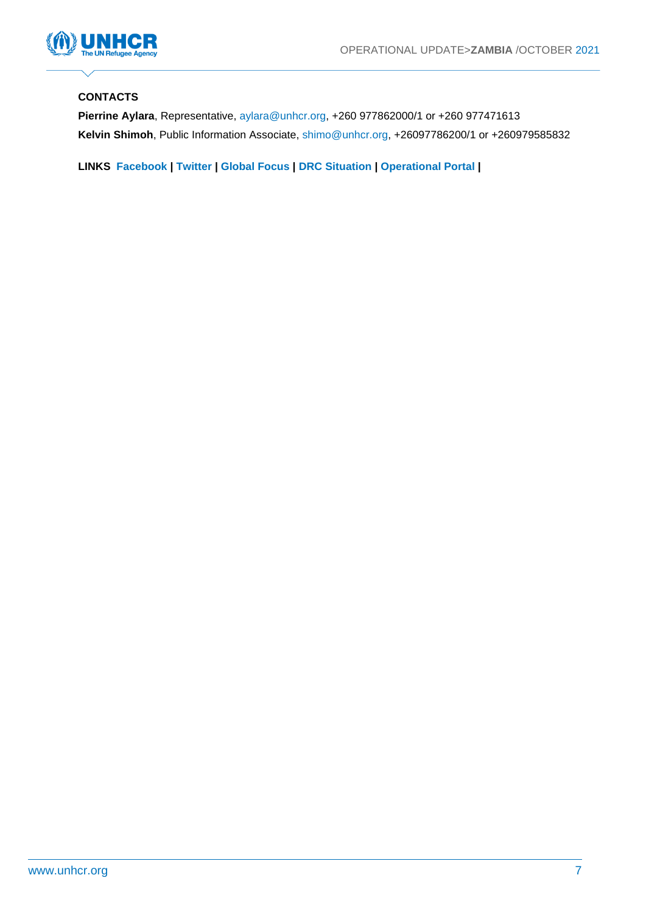**CONTACTS**

**Pierrine Aylara**, Representative, aylara@unhcr.org, +260 977862000/1 or +260 977471613

**Kelvin Shimoh**, Public Information Associate, shimo@unhcr.org, +26097786200/1 or +260979585832

**LINKS** **Facebook** | **Twitter** | **Global Focus** | **DRC Situation** | **Operational Portal** |